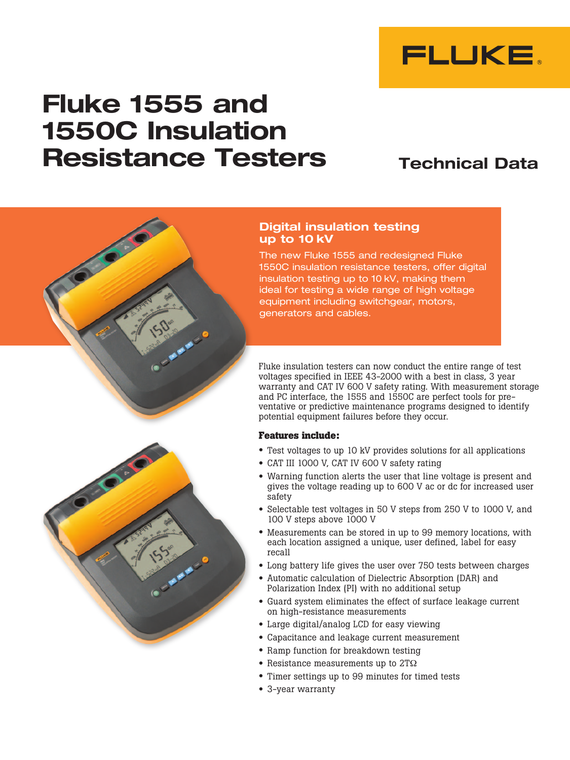FLUKE®

# Fluke 1555 and 1550C Insulation Resistance Testers

## Technical Data

### Digital insulation testing up to 10 kV

The new Fluke 1555 and redesigned Fluke 1550C insulation resistance testers, offer digital insulation testing up to 10 kV, making them ideal for testing a wide range of high voltage equipment including switchgear, motors, generators and cables.

Fluke insulation testers can now conduct the entire range of test voltages specified in IEEE 43-2000 with a best in class, 3 year warranty and CAT IV 600 V safety rating. With measurement storage and PC interface, the 1555 and 1550C are perfect tools for preventative or predictive maintenance programs designed to identify potential equipment failures before they occur.

**Features include:**

- Test voltages to up 10 kV provides solutions for all applications
- CAT III 1000 V, CAT IV 600 V safety rating
- Warning function alerts the user that line voltage is present and gives the voltage reading up to 600 V ac or dc for increased user safety
- Selectable test voltages in 50 V steps from 250 V to 1000 V, and 100 V steps above 1000 V
- Measurements can be stored in up to 99 memory locations, with each location assigned a unique, user defined, label for easy recall
- Long battery life gives the user over 750 tests between charges
- Automatic calculation of Dielectric Absorption (DAR) and Polarization Index (PI) with no additional setup
- Guard system eliminates the effect of surface leakage current on high-resistance measurements
- Large digital/analog LCD for easy viewing
- Capacitance and leakage current measurement
- Ramp function for breakdown testing
- Resistance measurements up to 2TΩ
- Timer settings up to 99 minutes for timed tests
- 3-year warranty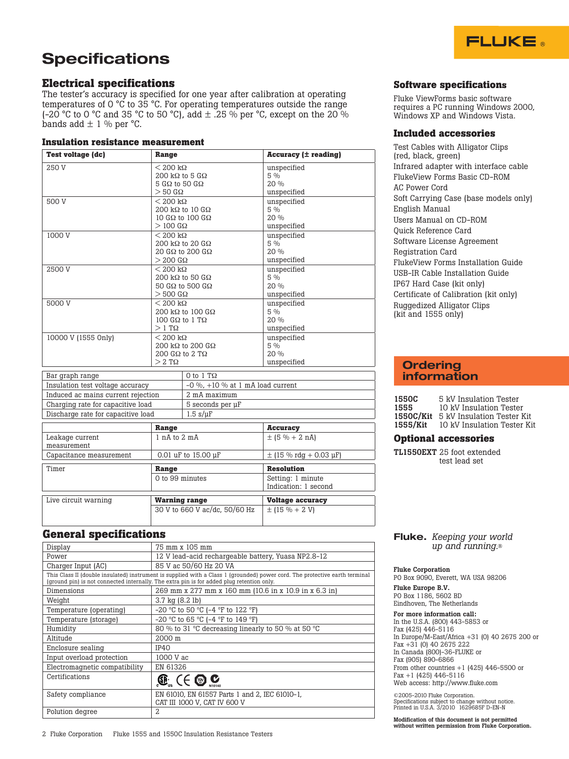# Specifications

## Electrical specifications

The tester's accuracy is specified for one year after calibration at operating temperatures of 0 °C to 35 °C. For operating temperatures outside the range (-20 °C to 0 °C and 35 °C to 50 °C), add ± .25 % per °C, except on the 20 % bands add ± 1 % per °C.

### Insulation resistance measurement

| Test voltage (dc) | Range | Accuracy (± reading) |
|---|---|---|
| 250 V | < 200 kΩ<br>200 kΩ to 5 GΩ<br>5 GΩ to 50 GΩ<br>> 50 GΩ | unspecified<br>5 %<br>20 %<br>unspecified |
| 500 V | < 200 kΩ<br>200 kΩ to 10 GΩ<br>10 GΩ to 100 GΩ<br>> 100 GΩ | unspecified<br>5 %<br>20 %<br>unspecified |
| 1000 V | < 200 kΩ<br>200 kΩ to 20 GΩ<br>20 GΩ to 200 GΩ<br>> 200 GΩ | unspecified<br>5 %<br>20 %<br>unspecified |
| 2500 V | < 200 kΩ<br>200 kΩ to 50 GΩ<br>50 GΩ to 500 GΩ<br>> 500 GΩ | unspecified<br>5 %<br>20 %<br>unspecified |
| 5000 V | < 200 kΩ<br>200 kΩ to 100 GΩ<br>100 GΩ to 1 TΩ<br>> 1 TΩ | unspecified<br>5 %<br>20 %<br>unspecified |
| 10000 V (1555 Only) | < 200 kΩ<br>200 kΩ to 200 GΩ<br>200 GΩ to 2 TΩ<br>> 2 TΩ | unspecified<br>5 %<br>20 %<br>unspecified |

| | |
|---|---|
| Bar graph range | 0 to 1 TΩ |
| Insulation test voltage accuracy | -0 %, +10 % at 1 mA load current |
| Induced ac mains current rejection | 2 mA maximum |
| Charging rate for capacitive load | 5 seconds per µF |
| Discharge rate for capacitive load | 1.5 s/µF |

| | Range | Accuracy |
|---|---|---|
| Leakage current measurement | 1 nA to 2 mA | ± (5 % + 2 nA) |
| Capacitance measurement | 0.01 uF to 15.00 µF | ± (15 % rdg + 0.03 µF) |

| | Range | Resolution |
|---|---|---|
| Timer | 0 to 99 minutes | Setting: 1 minute<br>Indication: 1 second |

| | Warning range | Voltage accuracy |
|---|---|---|
| Live circuit warning | 30 V to 660 V ac/dc, 50/60 Hz | ± (15 % + 2 V) |

## General specifications

| | |
|---|---|
| Display | 75 mm x 105 mm |
| Power | 12 V lead-acid rechargeable battery, Yuasa NP2.8-12 |
| Charger Input (AC) | 85 V ac 50/60 Hz 20 VA |
| This Class II (double insulated) instrument is supplied with a Class 1 (grounded) power cord. The protective earth terminal (ground pin) is not connected internally. The extra pin is for added plug retention only. | |
| Dimensions | 269 mm x 277 mm x 160 mm (10.6 in x 10.9 in x 6.3 in) |
| Weight | 3.7 kg (8.2 lb) |
| Temperature (operating) | -20 °C to 50 °C (-4 °F to 122 °F) |
| Temperature (storage) | -20 °C to 65 °C (-4 °F to 149 °F) |
| Humidity | 80 % to 31 °C decreasing linearly to 50 % at 50 °C |
| Altitude | 2000 m |
| Enclosure sealing | IP40 |
| Input overload protection | 1000 V ac |
| Electromagnetic compatibility | EN 61326 |
| Certifications | CSA, CE, TÜV, N10140 |
| Safety compliance | EN 61010, EN 61557 Parts 1 and 2, IEC 61010-1, CAT III 1000 V, CAT IV 600 V |
| Polution degree | 2 |

## Software specifications

Fluke ViewForms basic software requires a PC running Windows 2000, Windows XP and Windows Vista.

## Included accessories

Test Cables with Alligator Clips (red, black, green)
Infrared adapter with interface cable
FlukeView Forms Basic CD-ROM
AC Power Cord
Soft Carrying Case (base models only)
English Manual
Users Manual on CD-ROM
Quick Reference Card
Software License Agreement
Registration Card
FlukeView Forms Installation Guide
USB-IR Cable Installation Guide
IP67 Hard Case (kit only)
Certificate of Calibration (kit only)
Ruggedized Alligator Clips (kit and 1555 only)

## Ordering information

**1550C** 5 kV Insulation Tester
**1555** 10 kV Insulation Tester
**1550C/Kit** 5 kV Insulation Tester Kit
**1555/Kit** 10 kV Insulation Tester Kit

## Optional accessories

**TL1550EXT** 25 foot extended test lead set

**Fluke.** *Keeping your world up and running.®*

**Fluke Corporation**
PO Box 9090, Everett, WA USA 98206

**Fluke Europe B.V.**
PO Box 1186, 5602 BD
Eindhoven, The Netherlands

**For more information call:**
In the U.S.A. (800) 443-5853 or
Fax (425) 446-5116
In Europe/M-East/Africa +31 (0) 40 2675 200 or
Fax +31 (0) 40 2675 222
In Canada (800)-36-FLUKE or
Fax (905) 890-6866
From other countries +1 (425) 446-5500 or
Fax +1 (425) 446-5116
Web access: http://www.fluke.com

©2005-2010 Fluke Corporation.
Specifications subject to change without notice.
Printed in U.S.A. 3/2010 1629685F D-EN-N

**Modification of this document is not permitted without written permission from Fluke Corporation.**